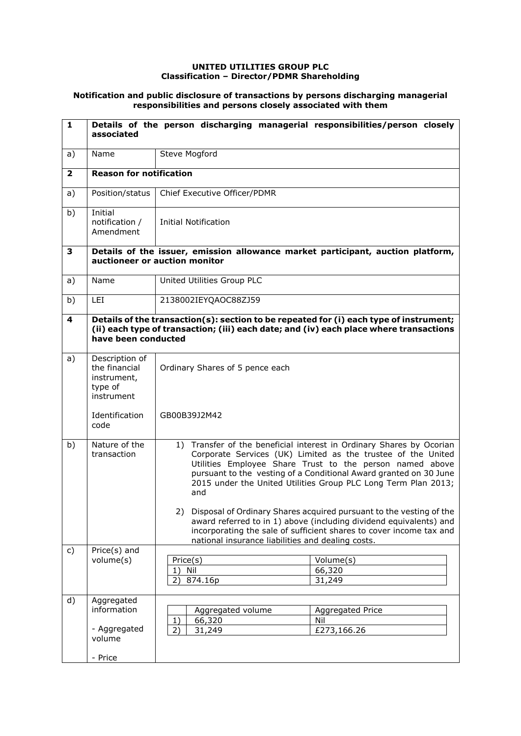**UNITED UTILITIES GROUP PLC**
**Classification – Director/PDMR Shareholding**

**Notification and public disclosure of transactions by persons discharging managerial responsibilities and persons closely associated with them**

| | | |
|---|---|---|
| **1** | **Details of the person discharging managerial responsibilities/person closely associated** | |
| a) | Name | Steve Mogford |
| **2** | **Reason for notification** | |
| a) | Position/status | Chief Executive Officer/PDMR |
| b) | Initial notification / Amendment | Initial Notification |
| **3** | **Details of the issuer, emission allowance market participant, auction platform, auctioneer or auction monitor** | |
| a) | Name | United Utilities Group PLC |
| b) | LEI | 2138002IEYQAOC88ZJ59 |
| **4** | **Details of the transaction(s): section to be repeated for (i) each type of instrument; (ii) each type of transaction; (iii) each date; and (iv) each place where transactions have been conducted** | |
| a) | Description of the financial instrument, type of instrument<br><br>Identification code | Ordinary Shares of 5 pence each<br><br>GB00B39J2M42 |
| b) | Nature of the transaction | 1) Transfer of the beneficial interest in Ordinary Shares by Ocorian Corporate Services (UK) Limited as the trustee of the United Utilities Employee Share Trust to the person named above pursuant to the vesting of a Conditional Award granted on 30 June 2015 under the United Utilities Group PLC Long Term Plan 2013; and<br><br>2) Disposal of Ordinary Shares acquired pursuant to the vesting of the award referred to in 1) above (including dividend equivalents) and incorporating the sale of sufficient shares to cover income tax and national insurance liabilities and dealing costs. |
| c) | Price(s) and volume(s) | Price(s): 1) Nil — Volume(s): 66,320<br>Price(s): 2) 874.16p — Volume(s): 31,249 |
| d) | Aggregated information<br><br>- Aggregated volume<br><br>- Price | 1) Aggregated volume: 66,320 — Aggregated Price: Nil<br>2) Aggregated volume: 31,249 — Aggregated Price: £273,166.26 |

**Price(s) and volume(s)**

| Price(s) | Volume(s) |
|---|---|
| 1) Nil | 66,320 |
| 2) 874.16p | 31,249 |

**Aggregated information**

| | Aggregated volume | Aggregated Price |
|---|---|---|
| 1) | 66,320 | Nil |
| 2) | 31,249 | £273,166.26 |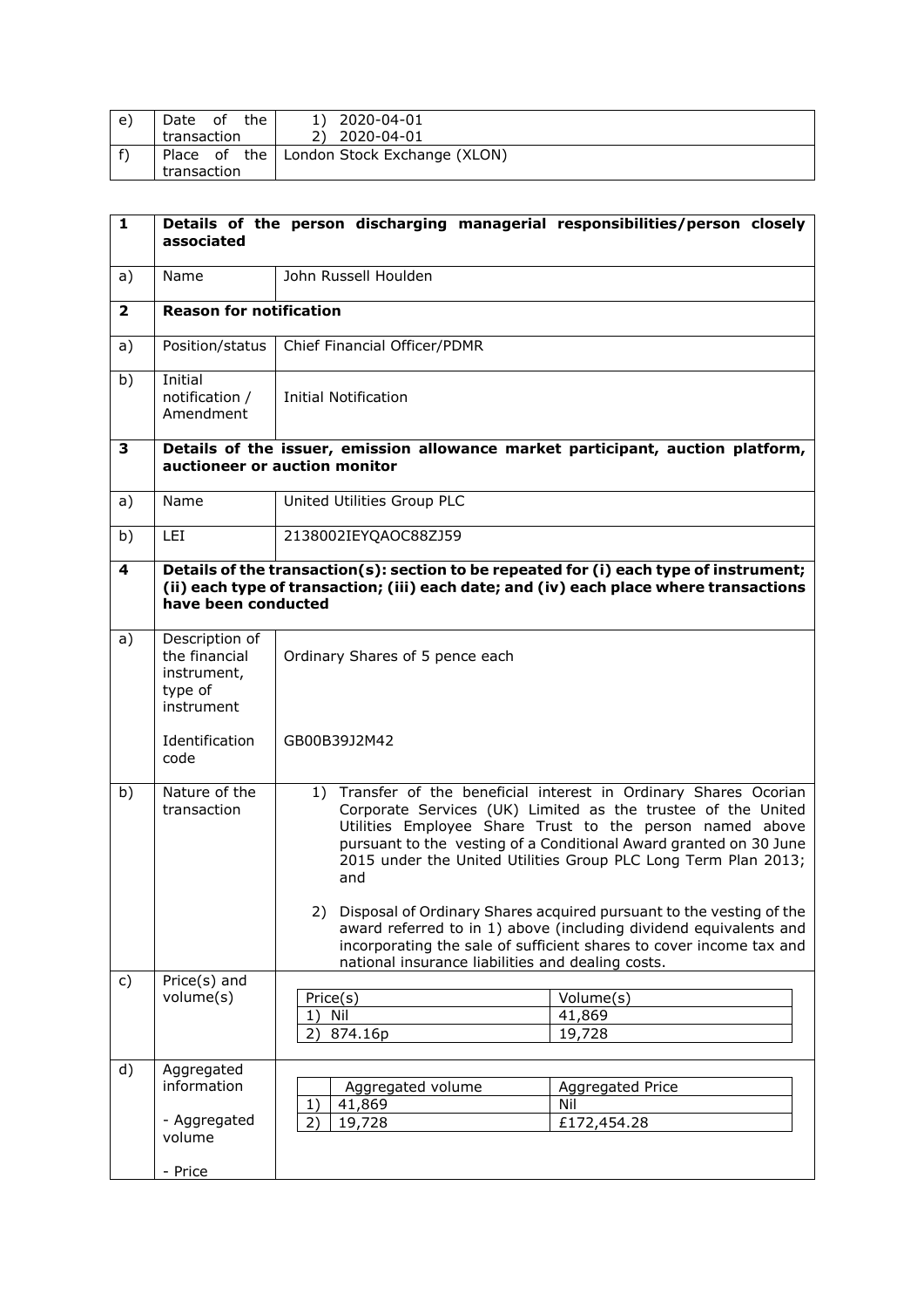| e) | Date of the transaction | 1) 2020-04-01<br>2) 2020-04-01 |
|---|---|---|
| f) | Place of the transaction | London Stock Exchange (XLON) |

| 1 | **Details of the person discharging managerial responsibilities/person closely associated** | |
|---|---|---|
| a) | Name | John Russell Houlden |
| **2** | **Reason for notification** | |
| a) | Position/status | Chief Financial Officer/PDMR |
| b) | Initial notification / Amendment | Initial Notification |
| **3** | **Details of the issuer, emission allowance market participant, auction platform, auctioneer or auction monitor** | |
| a) | Name | United Utilities Group PLC |
| b) | LEI | 2138002IEYQAOC88ZJ59 |
| **4** | **Details of the transaction(s): section to be repeated for (i) each type of instrument; (ii) each type of transaction; (iii) each date; and (iv) each place where transactions have been conducted** | |
| a) | Description of the financial instrument, type of instrument<br><br>Identification code | Ordinary Shares of 5 pence each<br><br>GB00B39J2M42 |
| b) | Nature of the transaction | 1) Transfer of the beneficial interest in Ordinary Shares Ocorian Corporate Services (UK) Limited as the trustee of the United Utilities Employee Share Trust to the person named above pursuant to the vesting of a Conditional Award granted on 30 June 2015 under the United Utilities Group PLC Long Term Plan 2013; and<br><br>2) Disposal of Ordinary Shares acquired pursuant to the vesting of the award referred to in 1) above (including dividend equivalents and incorporating the sale of sufficient shares to cover income tax and national insurance liabilities and dealing costs. |
| c) | Price(s) and volume(s) | Price(s) / Volume(s):<br>1) Nil / 41,869<br>2) 874.16p / 19,728 |
| d) | Aggregated information<br><br>- Aggregated volume<br><br>- Price | Aggregated volume / Aggregated Price:<br>1) 41,869 / Nil<br>2) 19,728 / £172,454.28 |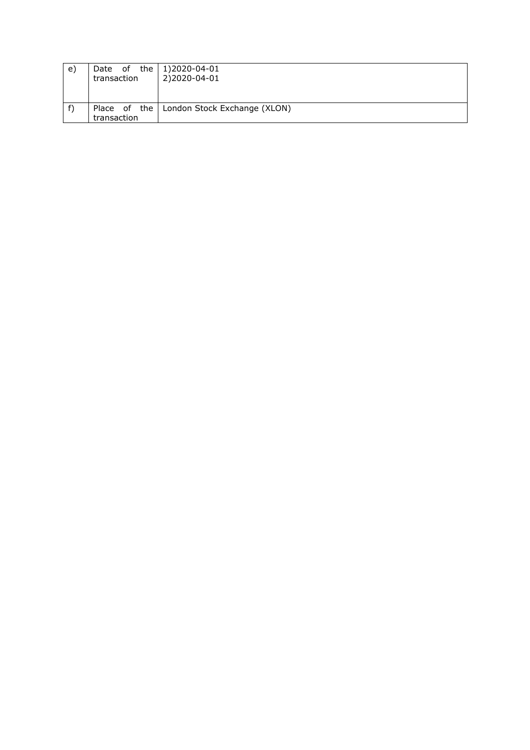| | | |
|---|---|---|
| e) | Date of the transaction | 1)2020-04-01<br>2)2020-04-01 |
| f) | Place of the transaction | London Stock Exchange (XLON) |